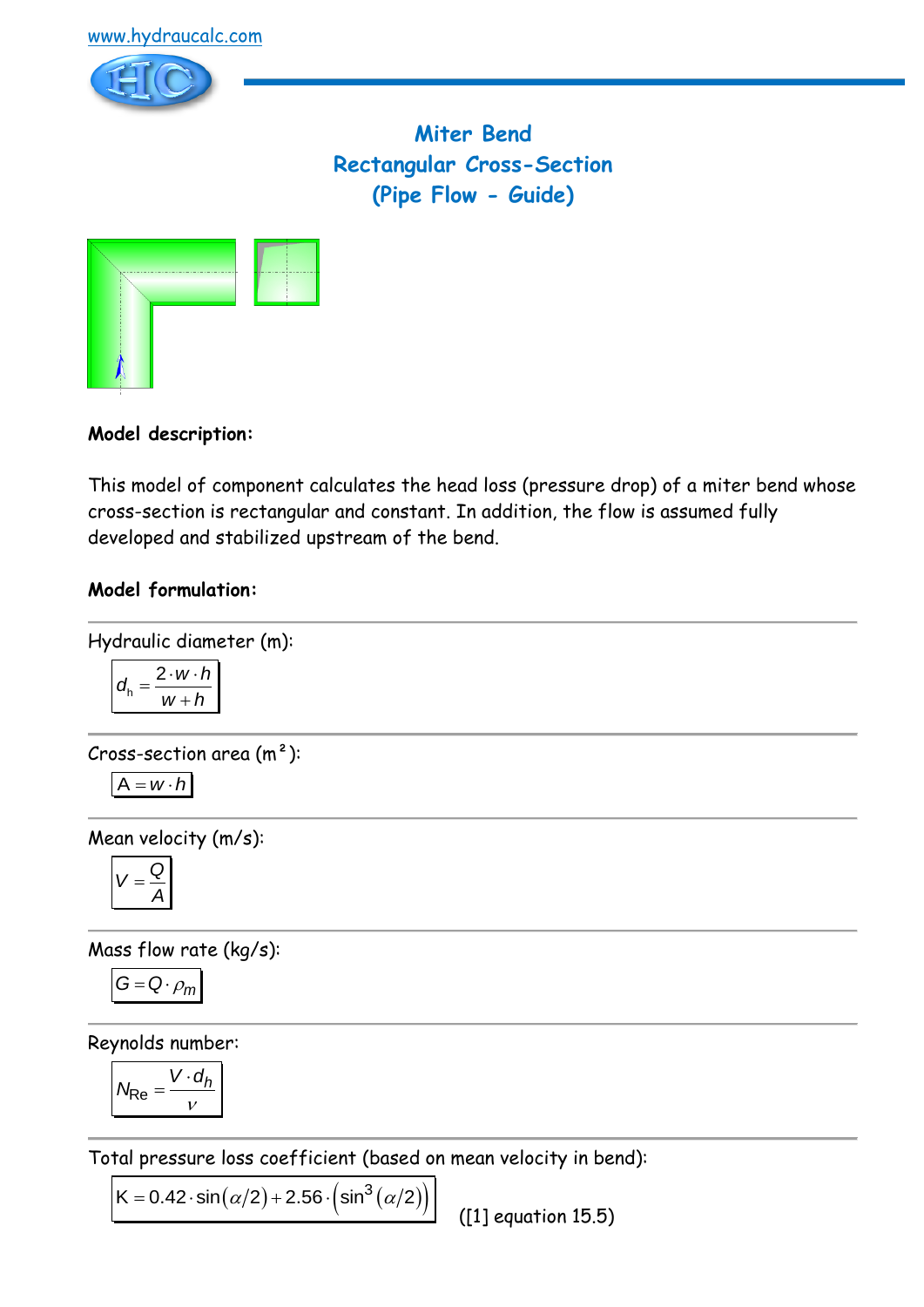www.hydraucalc.com

# Miter Bend
# Rectangular Cross-Section
# (Pipe Flow - Guide)

**Model description:**

This model of component calculates the head loss (pressure drop) of a miter bend whose cross-section is rectangular and constant. In addition, the flow is assumed fully developed and stabilized upstream of the bend.

**Model formulation:**

Hydraulic diameter (m):

$$d_h = \frac{2 \cdot w \cdot h}{w + h}$$

Cross-section area (m²):

$$A = w \cdot h$$

Mean velocity (m/s):

$$V = \frac{Q}{A}$$

Mass flow rate (kg/s):

$$G = Q \cdot \rho_m$$

Reynolds number:

$$N_{Re} = \frac{V \cdot d_h}{\nu}$$

Total pressure loss coefficient (based on mean velocity in bend):

$$K = 0.42 \cdot \sin(\alpha/2) + 2.56 \cdot \left(\sin^3(\alpha/2)\right)$$

([1] equation 15.5)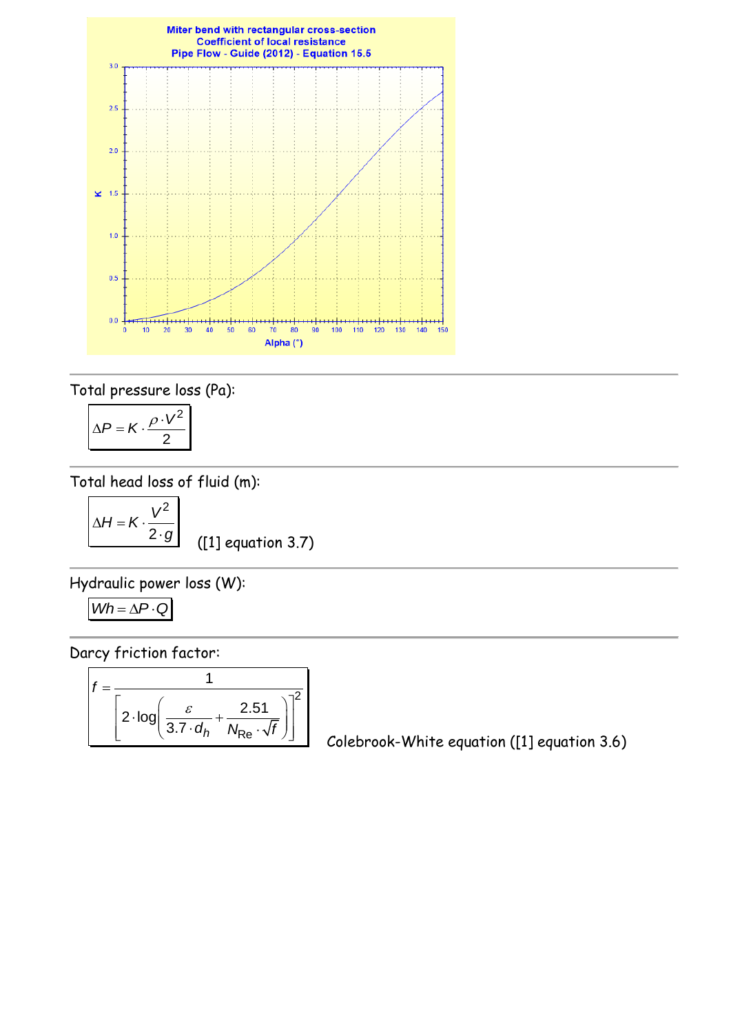Miter bend with rectangular cross-section
Coefficient of local resistance
Pipe Flow - Guide (2012) - Equation 15.5

Total pressure loss (Pa):

$$\Delta P = K \cdot \frac{\rho \cdot V^2}{2}$$

Total head loss of fluid (m):

$$\Delta H = K \cdot \frac{V^2}{2 \cdot g}$$

([1] equation 3.7)

Hydraulic power loss (W):

$$Wh = \Delta P \cdot Q$$

Darcy friction factor:

$$f = \frac{1}{\left[2 \cdot \log\left(\frac{\varepsilon}{3.7 \cdot d_h} + \frac{2.51}{N_{Re} \cdot \sqrt{f}}\right)\right]^2}$$

Colebrook-White equation ([1] equation 3.6)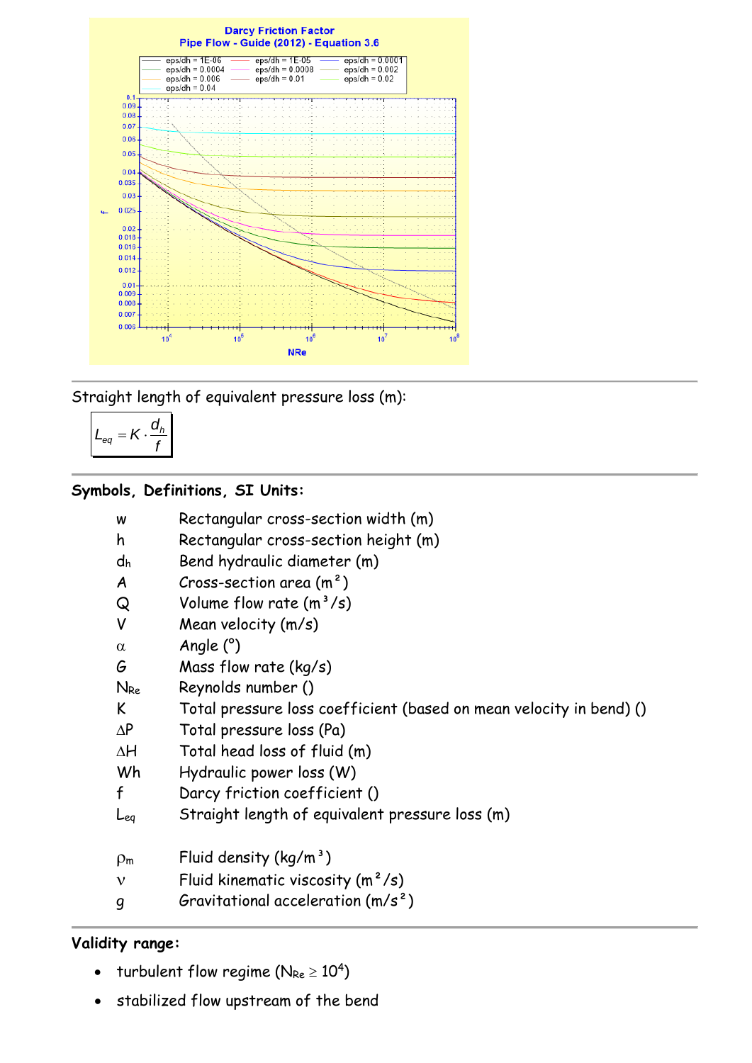Straight length of equivalent pressure loss (m):

$$L_{eq} = K \cdot \frac{d_h}{f}$$

## Symbols, Definitions, SI Units:

| | |
|---|---|
| w | Rectangular cross-section width (m) |
| h | Rectangular cross-section height (m) |
| $d_h$ | Bend hydraulic diameter (m) |
| A | Cross-section area (m²) |
| Q | Volume flow rate (m³/s) |
| V | Mean velocity (m/s) |
| $\alpha$ | Angle (°) |
| G | Mass flow rate (kg/s) |
| $N_{Re}$ | Reynolds number () |
| K | Total pressure loss coefficient (based on mean velocity in bend) () |
| $\Delta P$ | Total pressure loss (Pa) |
| $\Delta H$ | Total head loss of fluid (m) |
| Wh | Hydraulic power loss (W) |
| f | Darcy friction coefficient () |
| $L_{eq}$ | Straight length of equivalent pressure loss (m) |
| $\rho_m$ | Fluid density (kg/m³) |
| $\nu$ | Fluid kinematic viscosity (m²/s) |
| g | Gravitational acceleration (m/s²) |

## Validity range:

- turbulent flow regime ($N_{Re} \geq 10^4$)
- stabilized flow upstream of the bend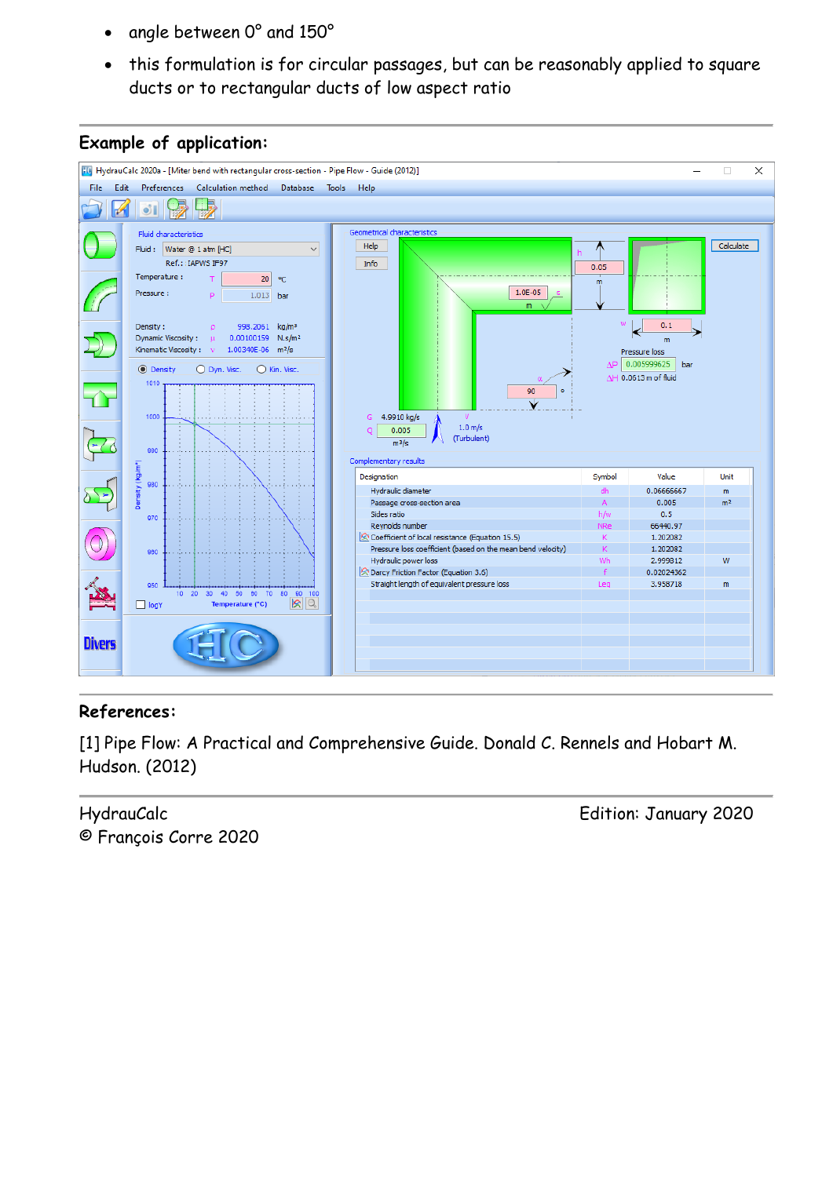- angle between 0° and 150°
- this formulation is for circular passages, but can be reasonably applied to square ducts or to rectangular ducts of low aspect ratio

## Example of application:

HydrauCalc 2020a - [Miter bend with rectangular cross-section - Pipe Flow - Guide (2012)]

File Edit Preferences Calculation method Database Tools Help

Fluid characteristics

Fluid : Water @ 1 atm [HC]

Ref.: IAPWS IF97

Temperature : T 20 °C

Pressure : P 1.013 bar

Density : ρ 998.2061 kg/m³

Dynamic Viscosity : μ 0.00100159 N.s/m²

Kinematic Viscosity : ν 1.00340E-06 m²/s

Density Dyn. Visc. Kin. Visc.

1010
1000
990
980
970
960
950

Density (kg/m³)

10 20 30 40 50 60 70 80 90 100

Temperature (°C)

logY

Divers

Geometrical characteristics

Help

Info

Calculate

h 0.05 m

1.0E-05 m ε

w 0.1 m

α 90 °

Pressure loss

ΔP 0.005999625 bar

ΔH 0.0613 m of fluid

G 4.9910 kg/s

Q 0.005 m³/s

V 1.0 m/s (Turbulent)

Complementary results

| Designation | Symbol | Value | Unit |
|---|---|---|---|
| Hydraulic diameter | dh | 0.06666667 | m |
| Passage cross-section area | A | 0.005 | m² |
| Sides ratio | h/w | 0.5 | |
| Reynolds number | NRe | 66440.97 | |
| Coefficient of local resistance (Equation 15.5) | K | 1.202082 | |
| Pressure loss coefficient (based on the mean bend velocity) | K | 1.202082 | |
| Hydraulic power loss | Wh | 2.999812 | W |
| Darcy Friction Factor (Equation 3.6) | f | 0.02224362 | |
| Straight length of equivalent pressure loss | Leq | 3.958718 | m |

## References:

[1] Pipe Flow: A Practical and Comprehensive Guide. Donald C. Rennels and Hobart M. Hudson. (2012)

HydrauCalc
© François Corre 2020

Edition: January 2020